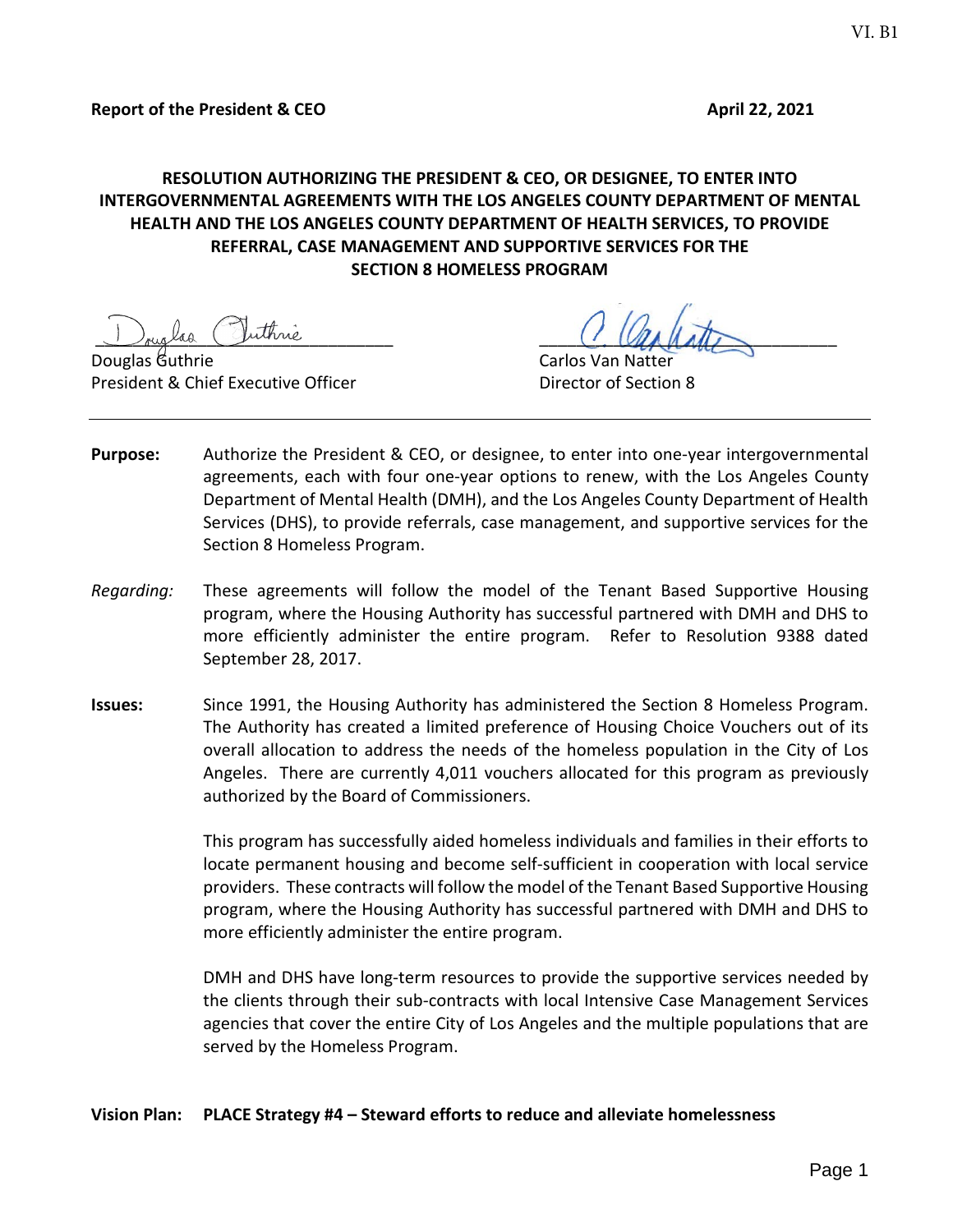VI. B1

**Report of the President & CEO** **April 22, 2021**

## RESOLUTION AUTHORIZING THE PRESIDENT & CEO, OR DESIGNEE, TO ENTER INTO INTERGOVERNMENTAL AGREEMENTS WITH THE LOS ANGELES COUNTY DEPARTMENT OF MENTAL HEALTH AND THE LOS ANGELES COUNTY DEPARTMENT OF HEALTH SERVICES, TO PROVIDE REFERRAL, CASE MANAGEMENT AND SUPPORTIVE SERVICES FOR THE SECTION 8 HOMELESS PROGRAM

Douglas Guthrie
President & Chief Executive Officer

Carlos Van Natter
Director of Section 8

---

**Purpose:** Authorize the President & CEO, or designee, to enter into one-year intergovernmental agreements, each with four one-year options to renew, with the Los Angeles County Department of Mental Health (DMH), and the Los Angeles County Department of Health Services (DHS), to provide referrals, case management, and supportive services for the Section 8 Homeless Program.

*Regarding:* These agreements will follow the model of the Tenant Based Supportive Housing program, where the Housing Authority has successful partnered with DMH and DHS to more efficiently administer the entire program. Refer to Resolution 9388 dated September 28, 2017.

**Issues:** Since 1991, the Housing Authority has administered the Section 8 Homeless Program. The Authority has created a limited preference of Housing Choice Vouchers out of its overall allocation to address the needs of the homeless population in the City of Los Angeles. There are currently 4,011 vouchers allocated for this program as previously authorized by the Board of Commissioners.

This program has successfully aided homeless individuals and families in their efforts to locate permanent housing and become self-sufficient in cooperation with local service providers. These contracts will follow the model of the Tenant Based Supportive Housing program, where the Housing Authority has successful partnered with DMH and DHS to more efficiently administer the entire program.

DMH and DHS have long-term resources to provide the supportive services needed by the clients through their sub-contracts with local Intensive Case Management Services agencies that cover the entire City of Los Angeles and the multiple populations that are served by the Homeless Program.

**Vision Plan: PLACE Strategy #4 – Steward efforts to reduce and alleviate homelessness**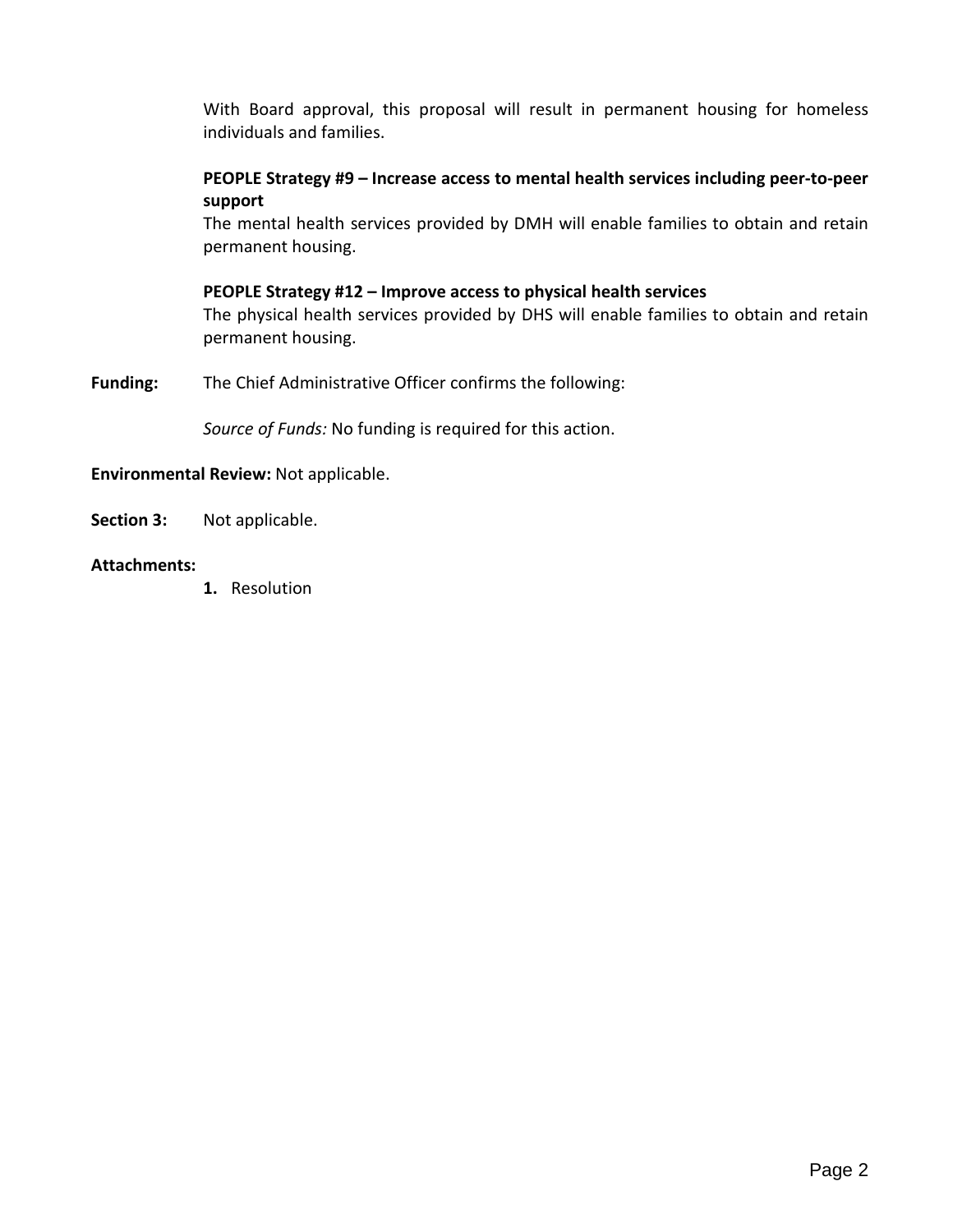With Board approval, this proposal will result in permanent housing for homeless individuals and families.

**PEOPLE Strategy #9 – Increase access to mental health services including peer-to-peer support**

The mental health services provided by DMH will enable families to obtain and retain permanent housing.

**PEOPLE Strategy #12 – Improve access to physical health services**

The physical health services provided by DHS will enable families to obtain and retain permanent housing.

**Funding:** The Chief Administrative Officer confirms the following:

*Source of Funds:* No funding is required for this action.

**Environmental Review:** Not applicable.

**Section 3:** Not applicable.

**Attachments:**

1. Resolution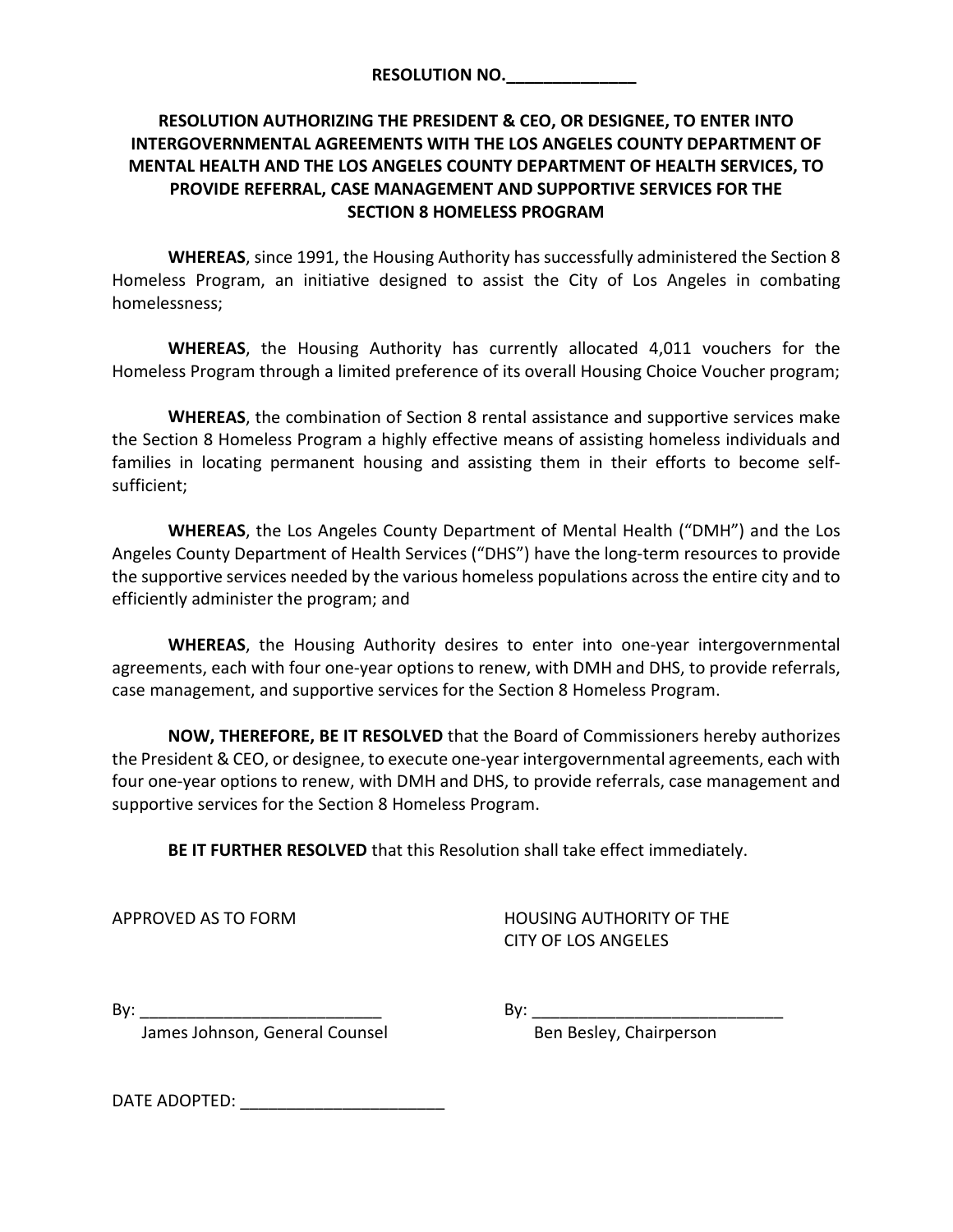**RESOLUTION NO.______________**

**RESOLUTION AUTHORIZING THE PRESIDENT & CEO, OR DESIGNEE, TO ENTER INTO INTERGOVERNMENTAL AGREEMENTS WITH THE LOS ANGELES COUNTY DEPARTMENT OF MENTAL HEALTH AND THE LOS ANGELES COUNTY DEPARTMENT OF HEALTH SERVICES, TO PROVIDE REFERRAL, CASE MANAGEMENT AND SUPPORTIVE SERVICES FOR THE SECTION 8 HOMELESS PROGRAM**

**WHEREAS**, since 1991, the Housing Authority has successfully administered the Section 8 Homeless Program, an initiative designed to assist the City of Los Angeles in combating homelessness;

**WHEREAS**, the Housing Authority has currently allocated 4,011 vouchers for the Homeless Program through a limited preference of its overall Housing Choice Voucher program;

**WHEREAS**, the combination of Section 8 rental assistance and supportive services make the Section 8 Homeless Program a highly effective means of assisting homeless individuals and families in locating permanent housing and assisting them in their efforts to become self-sufficient;

**WHEREAS**, the Los Angeles County Department of Mental Health ("DMH") and the Los Angeles County Department of Health Services ("DHS") have the long-term resources to provide the supportive services needed by the various homeless populations across the entire city and to efficiently administer the program; and

**WHEREAS**, the Housing Authority desires to enter into one-year intergovernmental agreements, each with four one-year options to renew, with DMH and DHS, to provide referrals, case management, and supportive services for the Section 8 Homeless Program.

**NOW, THEREFORE, BE IT RESOLVED** that the Board of Commissioners hereby authorizes the President & CEO, or designee, to execute one-year intergovernmental agreements, each with four one-year options to renew, with DMH and DHS, to provide referrals, case management and supportive services for the Section 8 Homeless Program.

**BE IT FURTHER RESOLVED** that this Resolution shall take effect immediately.

APPROVED AS TO FORM

By: ___________________________
James Johnson, General Counsel

HOUSING AUTHORITY OF THE CITY OF LOS ANGELES

By: ____________________________
Ben Besley, Chairperson

DATE ADOPTED: ______________________